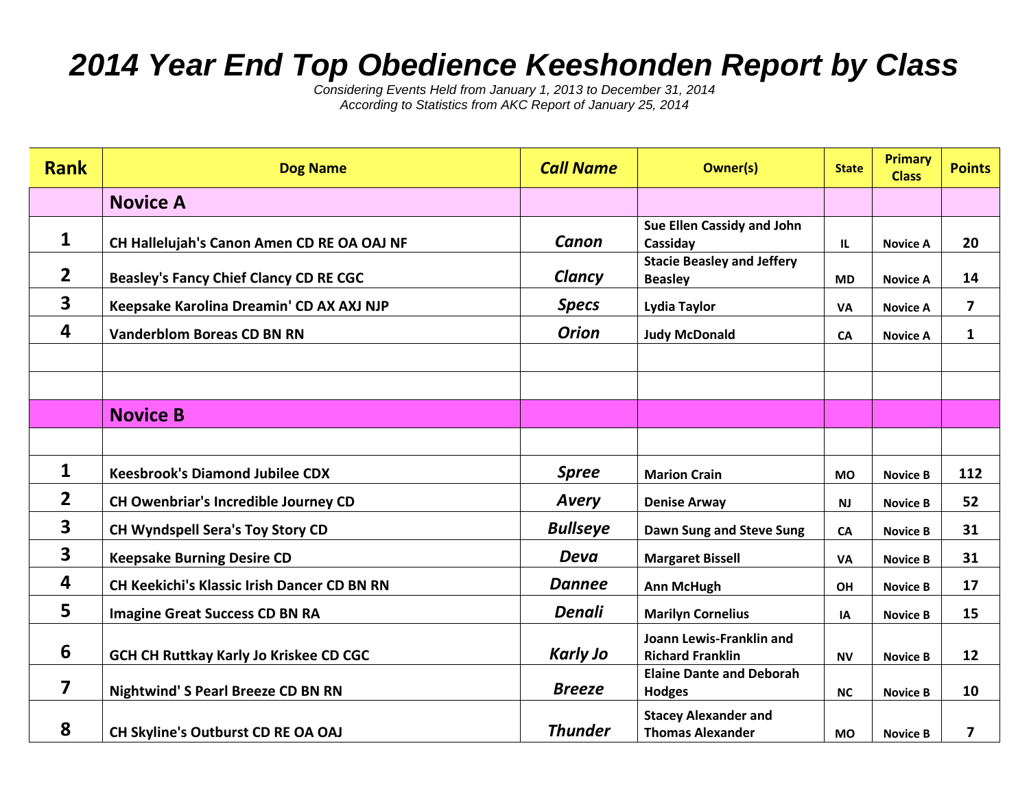# 2014 Year End Top Obedience Keeshonden Report by Class

*Considering Events Held from January 1, 2013 to December 31, 2014*
*According to Statistics from AKC Report of January 25, 2014*

| Rank | Dog Name | Call Name | Owner(s) | State | Primary Class | Points |
|---|---|---|---|---|---|---|
| | **Novice A** | | | | | |
| 1 | CH Hallelujah's Canon Amen CD RE OA OAJ NF | *Canon* | Sue Ellen Cassidy and John Cassiday | IL | Novice A | 20 |
| 2 | Beasley's Fancy Chief Clancy CD RE CGC | *Clancy* | Stacie Beasley and Jeffery Beasley | MD | Novice A | 14 |
| 3 | Keepsake Karolina Dreamin' CD AX AXJ NJP | *Specs* | Lydia Taylor | VA | Novice A | 7 |
| 4 | Vanderblom Boreas CD BN RN | *Orion* | Judy McDonald | CA | Novice A | 1 |
| | | | | | | |
| | | | | | | |
| | **Novice B** | | | | | |
| | | | | | | |
| 1 | Keesbrook's Diamond Jubilee CDX | *Spree* | Marion Crain | MO | Novice B | 112 |
| 2 | CH Owenbriar's Incredible Journey CD | *Avery* | Denise Arway | NJ | Novice B | 52 |
| 3 | CH Wyndspell Sera's Toy Story CD | *Bullseye* | Dawn Sung and Steve Sung | CA | Novice B | 31 |
| 3 | Keepsake Burning Desire CD | *Deva* | Margaret Bissell | VA | Novice B | 31 |
| 4 | CH Keekichi's Klassic Irish Dancer CD BN RN | *Dannee* | Ann McHugh | OH | Novice B | 17 |
| 5 | Imagine Great Success CD BN RA | *Denali* | Marilyn Cornelius | IA | Novice B | 15 |
| 6 | GCH CH Ruttkay Karly Jo Kriskee CD CGC | *Karly Jo* | Joann Lewis-Franklin and Richard Franklin | NV | Novice B | 12 |
| 7 | Nightwind' S Pearl Breeze CD BN RN | *Breeze* | Elaine Dante and Deborah Hodges | NC | Novice B | 10 |
| 8 | CH Skyline's Outburst CD RE OA OAJ | *Thunder* | Stacey Alexander and Thomas Alexander | MO | Novice B | 7 |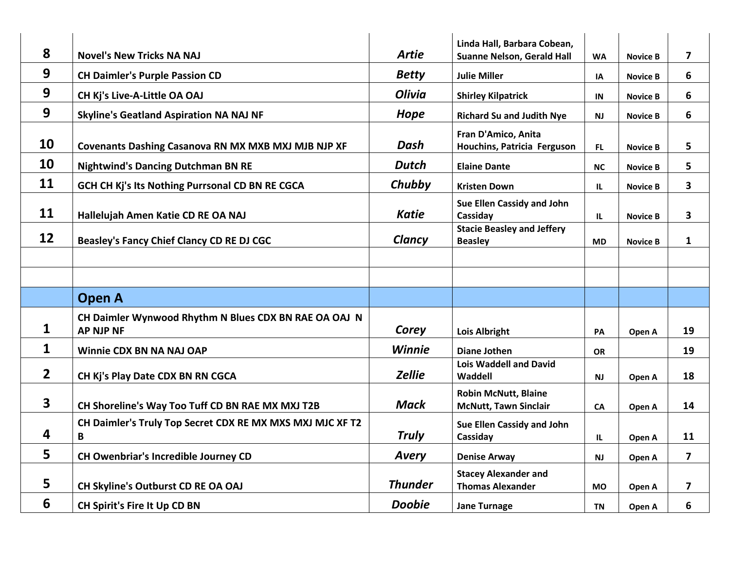| | | | | | | |
|---|---|---|---|---|---|---|
| 8 | Novel's New Tricks NA NAJ | *Artie* | Linda Hall, Barbara Cobean, Suanne Nelson, Gerald Hall | WA | Novice B | 7 |
| 9 | CH Daimler's Purple Passion CD | *Betty* | Julie Miller | IA | Novice B | 6 |
| 9 | CH Kj's Live-A-Little OA OAJ | *Olivia* | Shirley Kilpatrick | IN | Novice B | 6 |
| 9 | Skyline's Geatland Aspiration NA NAJ NF | *Hope* | Richard Su and Judith Nye | NJ | Novice B | 6 |
| 10 | Covenants Dashing Casanova RN MX MXB MXJ MJB NJP XF | *Dash* | Fran D'Amico, Anita Houchins, Patricia Ferguson | FL | Novice B | 5 |
| 10 | Nightwind's Dancing Dutchman BN RE | *Dutch* | Elaine Dante | NC | Novice B | 5 |
| 11 | GCH CH Kj's Its Nothing Purrsonal CD BN RE CGCA | *Chubby* | Kristen Down | IL | Novice B | 3 |
| 11 | Hallelujah Amen Katie CD RE OA NAJ | *Katie* | Sue Ellen Cassidy and John Cassiday | IL | Novice B | 3 |
| 12 | Beasley's Fancy Chief Clancy CD RE DJ CGC | *Clancy* | Stacie Beasley and Jeffery Beasley | MD | Novice B | 1 |
| | | | | | | |
| | | | | | | |
| | **Open A** | | | | | |
| 1 | CH Daimler Wynwood Rhythm N Blues CDX BN RAE OA OAJ N AP NJP NF | *Corey* | Lois Albright | PA | Open A | 19 |
| 1 | Winnie CDX BN NA NAJ OAP | *Winnie* | Diane Jothen | OR | | 19 |
| 2 | CH Kj's Play Date CDX BN RN CGCA | *Zellie* | Lois Waddell and David Waddell | NJ | Open A | 18 |
| 3 | CH Shoreline's Way Too Tuff CD BN RAE MX MXJ T2B | *Mack* | Robin McNutt, Blaine McNutt, Tawn Sinclair | CA | Open A | 14 |
| 4 | CH Daimler's Truly Top Secret CDX RE MX MXS MXJ MJC XF T2 B | *Truly* | Sue Ellen Cassidy and John Cassiday | IL | Open A | 11 |
| 5 | CH Owenbriar's Incredible Journey CD | *Avery* | Denise Arway | NJ | Open A | 7 |
| 5 | CH Skyline's Outburst CD RE OA OAJ | *Thunder* | Stacey Alexander and Thomas Alexander | MO | Open A | 7 |
| 6 | CH Spirit's Fire It Up CD BN | *Doobie* | Jane Turnage | TN | Open A | 6 |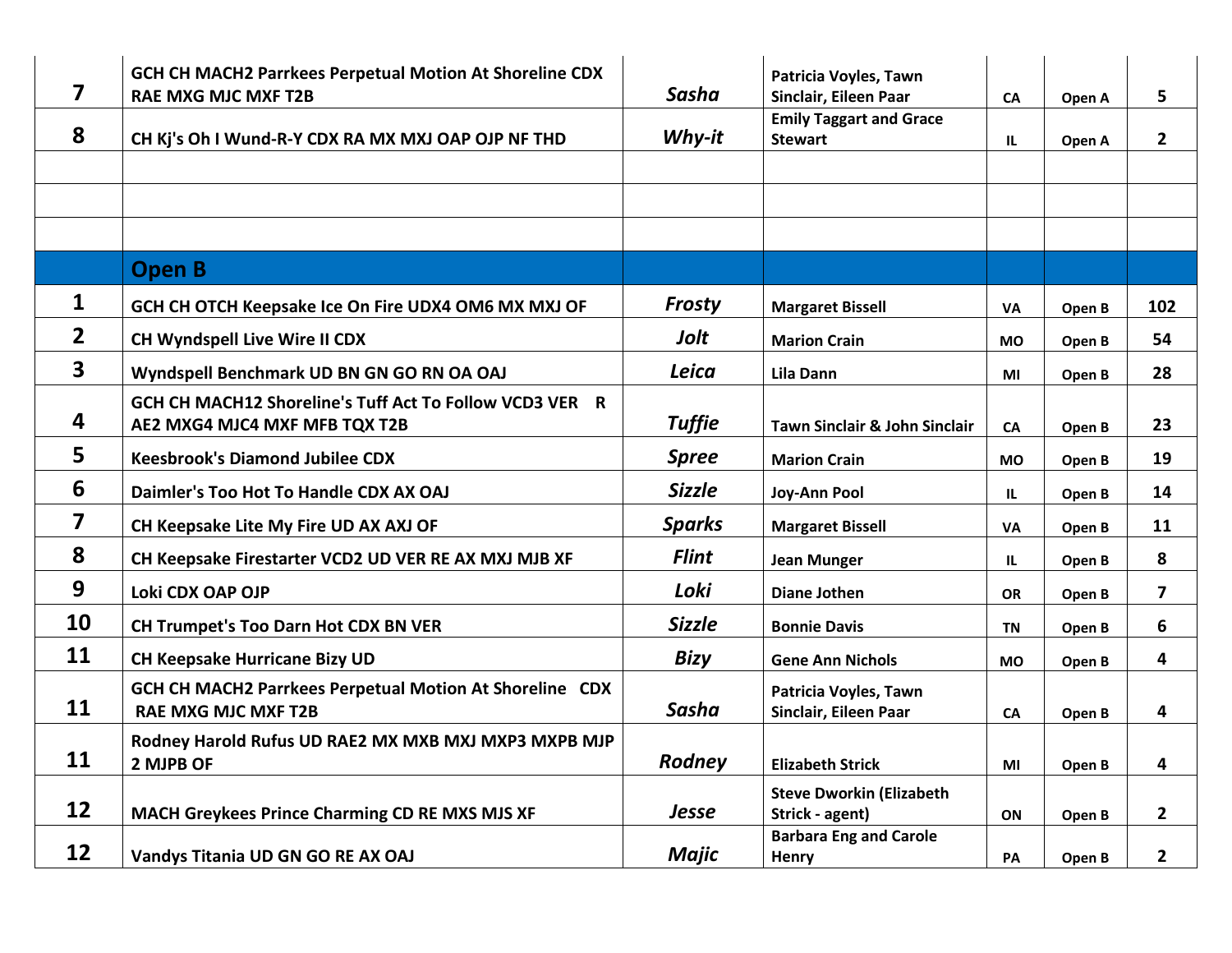| | | | | | | |
|---|---|---|---|---|---|---|
| **7** | **GCH CH MACH2 Parrkees Perpetual Motion At Shoreline CDX RAE MXG MJC MXF T2B** | ***Sasha*** | **Patricia Voyles, Tawn Sinclair, Eileen Paar** | **CA** | **Open A** | **5** |
| **8** | **CH Kj's Oh I Wund-R-Y CDX RA MX MXJ OAP OJP NF THD** | ***Why-it*** | **Emily Taggart and Grace Stewart** | **IL** | **Open A** | **2** |
| | | | | | | |
| | | | | | | |
| | | | | | | |
| | **Open B** | | | | | |
| **1** | **GCH CH OTCH Keepsake Ice On Fire UDX4 OM6 MX MXJ OF** | ***Frosty*** | **Margaret Bissell** | **VA** | **Open B** | **102** |
| **2** | **CH Wyndspell Live Wire II CDX** | ***Jolt*** | **Marion Crain** | **MO** | **Open B** | **54** |
| **3** | **Wyndspell Benchmark UD BN GN GO RN OA OAJ** | ***Leica*** | **Lila Dann** | **MI** | **Open B** | **28** |
| **4** | **GCH CH MACH12 Shoreline's Tuff Act To Follow VCD3 VER R AE2 MXG4 MJC4 MXF MFB TQX T2B** | ***Tuffie*** | **Tawn Sinclair & John Sinclair** | **CA** | **Open B** | **23** |
| **5** | **Keesbrook's Diamond Jubilee CDX** | ***Spree*** | **Marion Crain** | **MO** | **Open B** | **19** |
| **6** | **Daimler's Too Hot To Handle CDX AX OAJ** | ***Sizzle*** | **Joy-Ann Pool** | **IL** | **Open B** | **14** |
| **7** | **CH Keepsake Lite My Fire UD AX AXJ OF** | ***Sparks*** | **Margaret Bissell** | **VA** | **Open B** | **11** |
| **8** | **CH Keepsake Firestarter VCD2 UD VER RE AX MXJ MJB XF** | ***Flint*** | **Jean Munger** | **IL** | **Open B** | **8** |
| **9** | **Loki CDX OAP OJP** | ***Loki*** | **Diane Jothen** | **OR** | **Open B** | **7** |
| **10** | **CH Trumpet's Too Darn Hot CDX BN VER** | ***Sizzle*** | **Bonnie Davis** | **TN** | **Open B** | **6** |
| **11** | **CH Keepsake Hurricane Bizy UD** | ***Bizy*** | **Gene Ann Nichols** | **MO** | **Open B** | **4** |
| **11** | **GCH CH MACH2 Parrkees Perpetual Motion At Shoreline CDX RAE MXG MJC MXF T2B** | ***Sasha*** | **Patricia Voyles, Tawn Sinclair, Eileen Paar** | **CA** | **Open B** | **4** |
| **11** | **Rodney Harold Rufus UD RAE2 MX MXB MXJ MXP3 MXPB MJP 2 MJPB OF** | ***Rodney*** | **Elizabeth Strick** | **MI** | **Open B** | **4** |
| **12** | **MACH Greykees Prince Charming CD RE MXS MJS XF** | ***Jesse*** | **Steve Dworkin (Elizabeth Strick - agent)** | **ON** | **Open B** | **2** |
| **12** | **Vandys Titania UD GN GO RE AX OAJ** | ***Majic*** | **Barbara Eng and Carole Henry** | **PA** | **Open B** | **2** |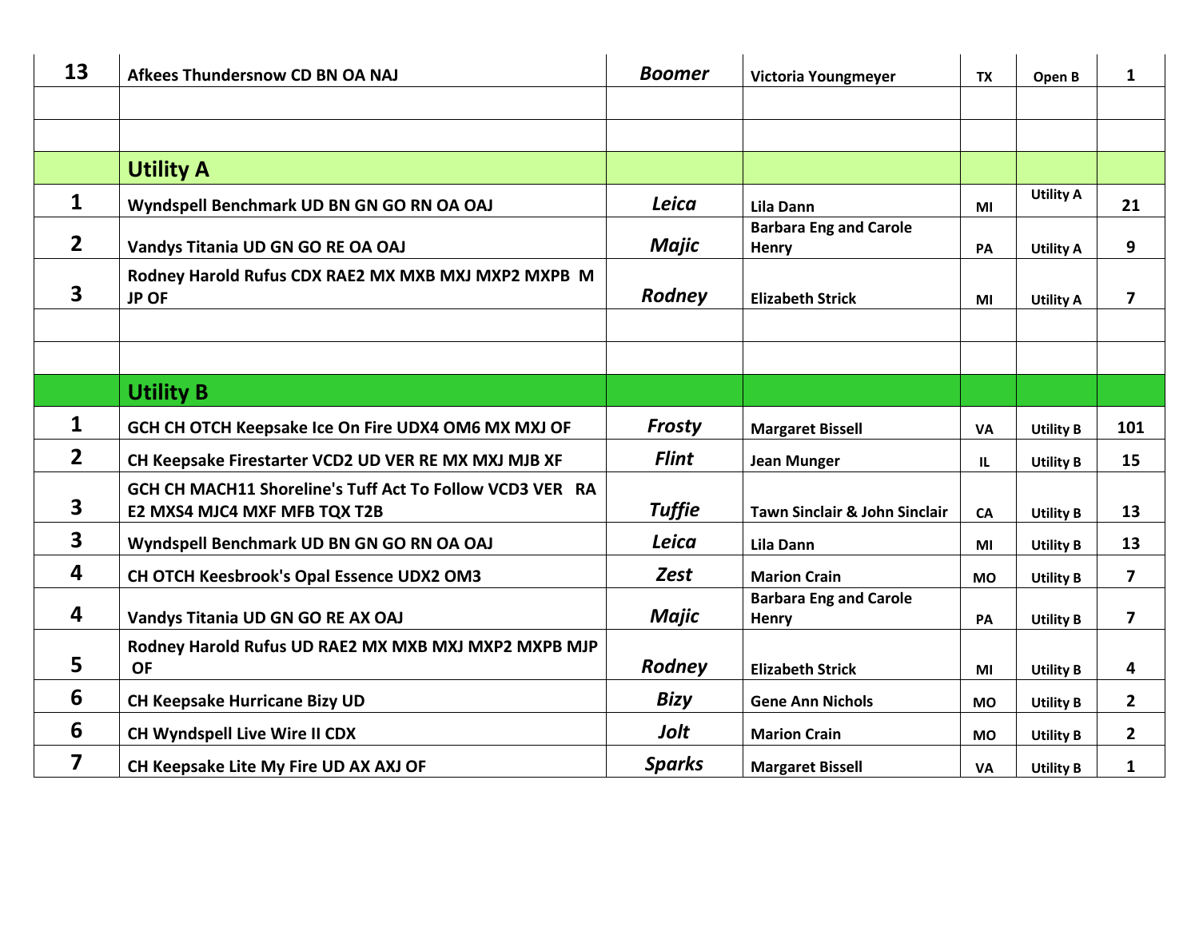| | | | | | | |
|---|---|---|---|---|---|---|
| **13** | **Afkees Thundersnow CD BN OA NAJ** | ***Boomer*** | **Victoria Youngmeyer** | **TX** | **Open B** | **1** |
| | | | | | | |
| | | | | | | |
| | **Utility A** | | | | | |
| **1** | **Wyndspell Benchmark UD BN GN GO RN OA OAJ** | ***Leica*** | **Lila Dann** | **MI** | **Utility A** | **21** |
| **2** | **Vandys Titania UD GN GO RE OA OAJ** | ***Majic*** | **Barbara Eng and Carole Henry** | **PA** | **Utility A** | **9** |
| **3** | **Rodney Harold Rufus CDX RAE2 MX MXB MXJ MXP2 MXPB M JP OF** | ***Rodney*** | **Elizabeth Strick** | **MI** | **Utility A** | **7** |
| | | | | | | |
| | | | | | | |
| | **Utility B** | | | | | |
| **1** | **GCH CH OTCH Keepsake Ice On Fire UDX4 OM6 MX MXJ OF** | ***Frosty*** | **Margaret Bissell** | **VA** | **Utility B** | **101** |
| **2** | **CH Keepsake Firestarter VCD2 UD VER RE MX MXJ MJB XF** | ***Flint*** | **Jean Munger** | **IL** | **Utility B** | **15** |
| **3** | **GCH CH MACH11 Shoreline's Tuff Act To Follow VCD3 VER RA E2 MXS4 MJC4 MXF MFB TQX T2B** | ***Tuffie*** | **Tawn Sinclair & John Sinclair** | **CA** | **Utility B** | **13** |
| **3** | **Wyndspell Benchmark UD BN GN GO RN OA OAJ** | ***Leica*** | **Lila Dann** | **MI** | **Utility B** | **13** |
| **4** | **CH OTCH Keesbrook's Opal Essence UDX2 OM3** | ***Zest*** | **Marion Crain** | **MO** | **Utility B** | **7** |
| **4** | **Vandys Titania UD GN GO RE AX OAJ** | ***Majic*** | **Barbara Eng and Carole Henry** | **PA** | **Utility B** | **7** |
| **5** | **Rodney Harold Rufus UD RAE2 MX MXB MXJ MXP2 MXPB MJP OF** | ***Rodney*** | **Elizabeth Strick** | **MI** | **Utility B** | **4** |
| **6** | **CH Keepsake Hurricane Bizy UD** | ***Bizy*** | **Gene Ann Nichols** | **MO** | **Utility B** | **2** |
| **6** | **CH Wyndspell Live Wire II CDX** | ***Jolt*** | **Marion Crain** | **MO** | **Utility B** | **2** |
| **7** | **CH Keepsake Lite My Fire UD AX AXJ OF** | ***Sparks*** | **Margaret Bissell** | **VA** | **Utility B** | **1** |